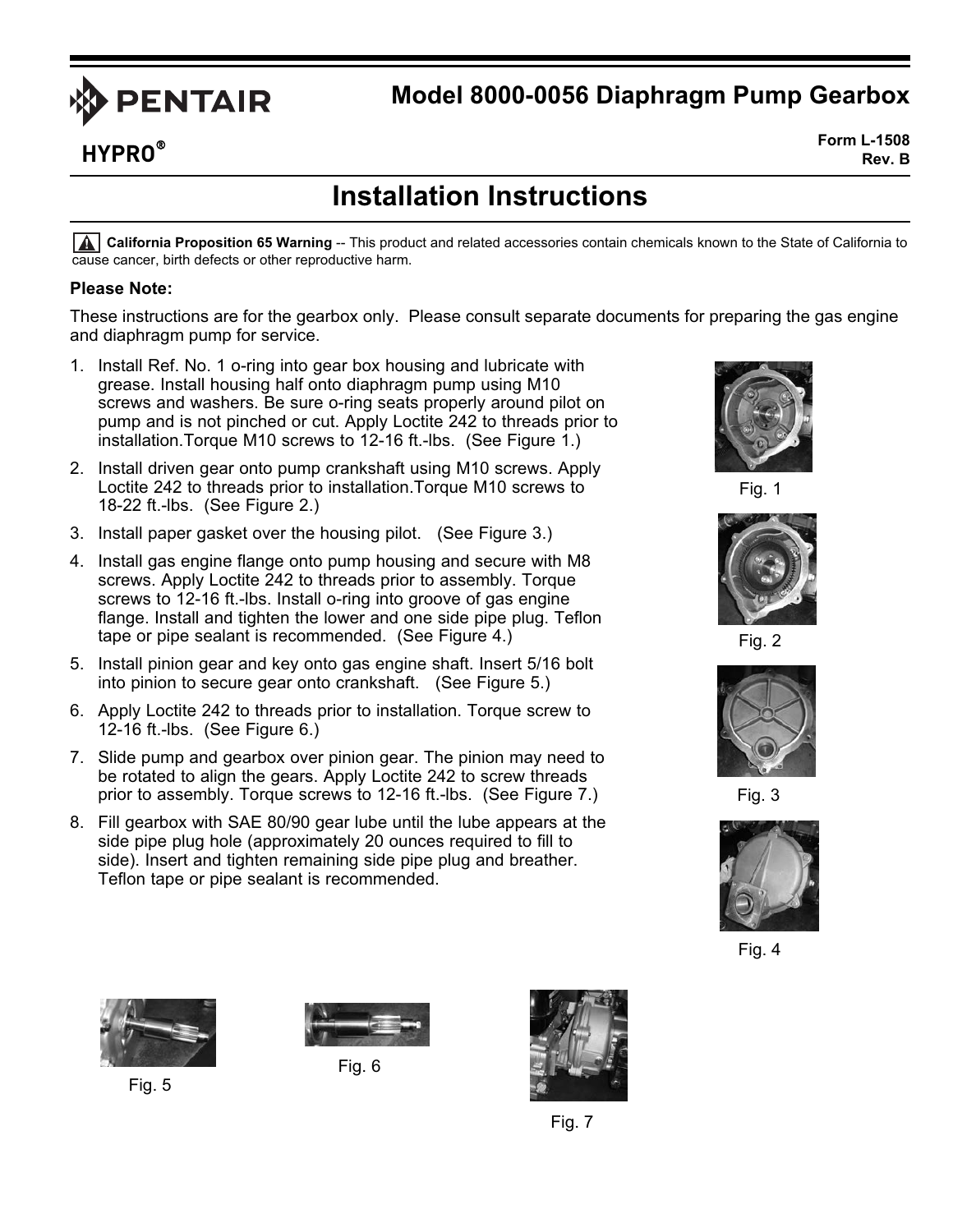**PENTAIR**

**HYPRO®**

# Model 8000-0056 Diaphragm Pump Gearbox

**Form L-1508**
**Rev. B**

## Installation Instructions

⚠ **California Proposition 65 Warning** -- This product and related accessories contain chemicals known to the State of California to cause cancer, birth defects or other reproductive harm.

**Please Note:**

These instructions are for the gearbox only. Please consult separate documents for preparing the gas engine and diaphragm pump for service.

1. Install Ref. No. 1 o-ring into gear box housing and lubricate with grease. Install housing half onto diaphragm pump using M10 screws and washers. Be sure o-ring seats properly around pilot on pump and is not pinched or cut. Apply Loctite 242 to threads prior to installation.Torque M10 screws to 12-16 ft.-lbs. (See Figure 1.)
2. Install driven gear onto pump crankshaft using M10 screws. Apply Loctite 242 to threads prior to installation.Torque M10 screws to 18-22 ft.-lbs. (See Figure 2.)
3. Install paper gasket over the housing pilot. (See Figure 3.)
4. Install gas engine flange onto pump housing and secure with M8 screws. Apply Loctite 242 to threads prior to assembly. Torque screws to 12-16 ft.-lbs. Install o-ring into groove of gas engine flange. Install and tighten the lower and one side pipe plug. Teflon tape or pipe sealant is recommended. (See Figure 4.)
5. Install pinion gear and key onto gas engine shaft. Insert 5/16 bolt into pinion to secure gear onto crankshaft. (See Figure 5.)
6. Apply Loctite 242 to threads prior to installation. Torque screw to 12-16 ft.-lbs. (See Figure 6.)
7. Slide pump and gearbox over pinion gear. The pinion may need to be rotated to align the gears. Apply Loctite 242 to screw threads prior to assembly. Torque screws to 12-16 ft.-lbs. (See Figure 7.)
8. Fill gearbox with SAE 80/90 gear lube until the lube appears at the side pipe plug hole (approximately 20 ounces required to fill to side). Insert and tighten remaining side pipe plug and breather. Teflon tape or pipe sealant is recommended.

Fig. 1

Fig. 2

Fig. 3

Fig. 4

Fig. 5

Fig. 6

Fig. 7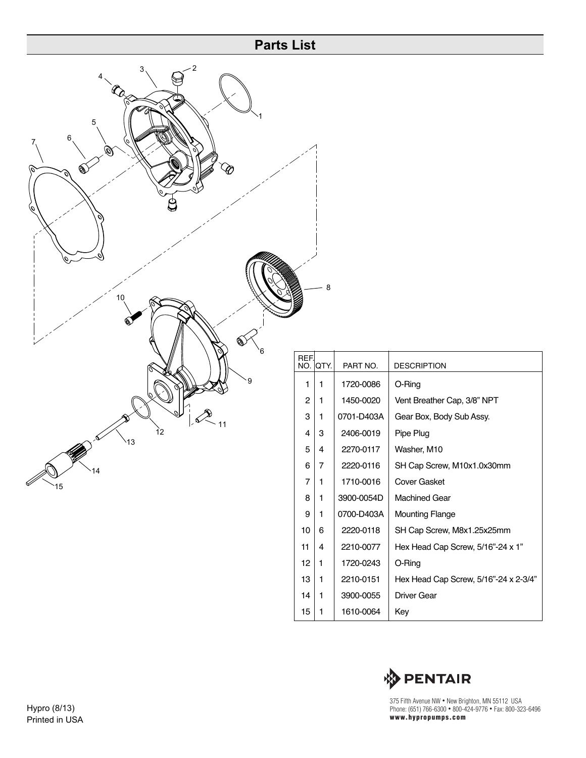## Parts List

1
2
3
4
5
6
7
8
9
10
6
11
12
13
14
15

| REF. NO. | QTY. | PART NO. | DESCRIPTION |
|---|---|---|---|
| 1 | 1 | 1720-0086 | O-Ring |
| 2 | 1 | 1450-0020 | Vent Breather Cap, 3/8" NPT |
| 3 | 1 | 0701-D403A | Gear Box, Body Sub Assy. |
| 4 | 3 | 2406-0019 | Pipe Plug |
| 5 | 4 | 2270-0117 | Washer, M10 |
| 6 | 7 | 2220-0116 | SH Cap Screw, M10x1.0x30mm |
| 7 | 1 | 1710-0016 | Cover Gasket |
| 8 | 1 | 3900-0054D | Machined Gear |
| 9 | 1 | 0700-D403A | Mounting Flange |
| 10 | 6 | 2220-0118 | SH Cap Screw, M8x1.25x25mm |
| 11 | 4 | 2210-0077 | Hex Head Cap Screw, 5/16"-24 x 1" |
| 12 | 1 | 1720-0243 | O-Ring |
| 13 | 1 | 2210-0151 | Hex Head Cap Screw, 5/16"-24 x 2-3/4" |
| 14 | 1 | 3900-0055 | Driver Gear |
| 15 | 1 | 1610-0064 | Key |

Hypro (8/13)
Printed in USA

PENTAIR

375 Fifth Avenue NW • New Brighton, MN 55112 USA
Phone: (651) 766-6300 • 800-424-9776 • Fax: 800-323-6496
www.hypropumps.com